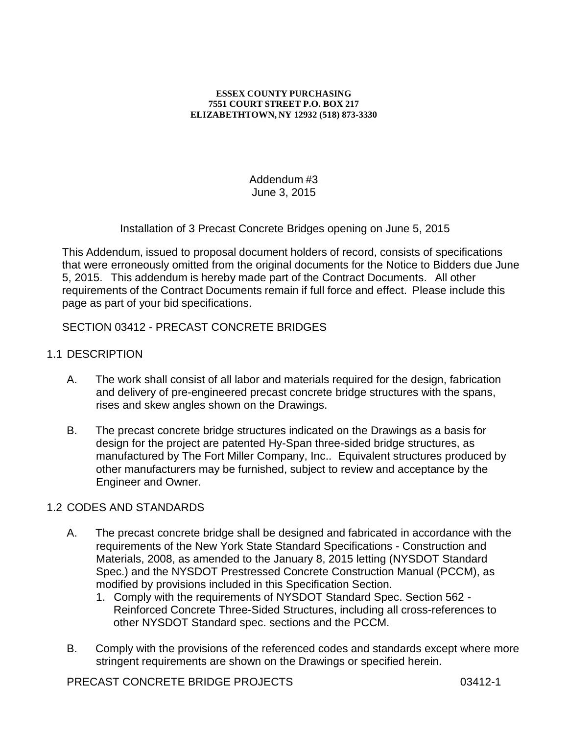**ESSEX COUNTY PURCHASING**
**7551 COURT STREET P.O. BOX 217**
**ELIZABETHTOWN, NY 12932 (518) 873-3330**

Addendum #3
June 3, 2015

Installation of 3 Precast Concrete Bridges opening on June 5, 2015

This Addendum, issued to proposal document holders of record, consists of specifications that were erroneously omitted from the original documents for the Notice to Bidders due June 5, 2015. This addendum is hereby made part of the Contract Documents. All other requirements of the Contract Documents remain if full force and effect. Please include this page as part of your bid specifications.

SECTION 03412 - PRECAST CONCRETE BRIDGES

## 1.1 DESCRIPTION

A. The work shall consist of all labor and materials required for the design, fabrication and delivery of pre-engineered precast concrete bridge structures with the spans, rises and skew angles shown on the Drawings.

B. The precast concrete bridge structures indicated on the Drawings as a basis for design for the project are patented Hy-Span three-sided bridge structures, as manufactured by The Fort Miller Company, Inc.. Equivalent structures produced by other manufacturers may be furnished, subject to review and acceptance by the Engineer and Owner.

## 1.2 CODES AND STANDARDS

A. The precast concrete bridge shall be designed and fabricated in accordance with the requirements of the New York State Standard Specifications - Construction and Materials, 2008, as amended to the January 8, 2015 letting (NYSDOT Standard Spec.) and the NYSDOT Prestressed Concrete Construction Manual (PCCM), as modified by provisions included in this Specification Section.

1. Comply with the requirements of NYSDOT Standard Spec. Section 562 - Reinforced Concrete Three-Sided Structures, including all cross-references to other NYSDOT Standard spec. sections and the PCCM.

B. Comply with the provisions of the referenced codes and standards except where more stringent requirements are shown on the Drawings or specified herein.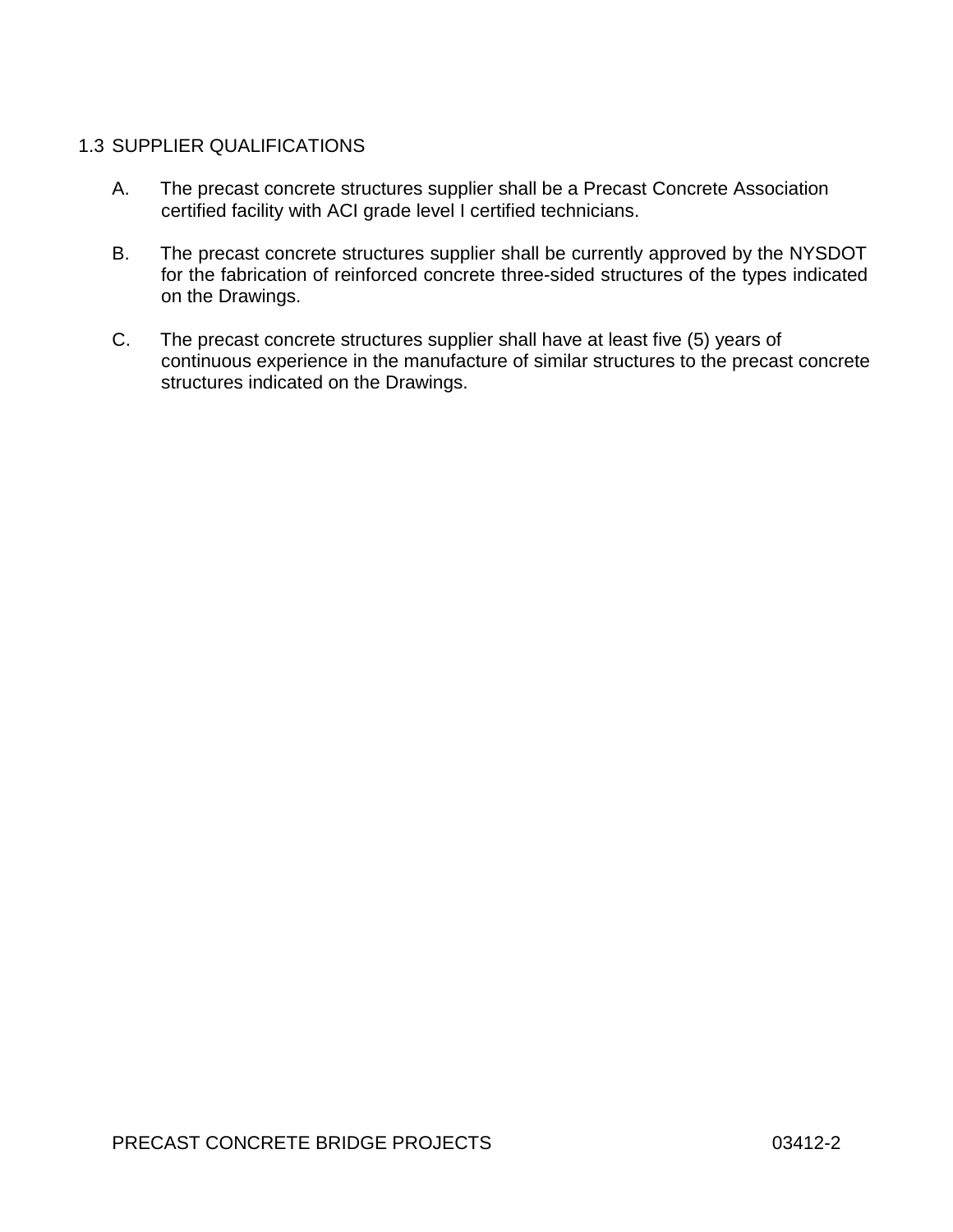## 1.3 SUPPLIER QUALIFICATIONS

A. The precast concrete structures supplier shall be a Precast Concrete Association certified facility with ACI grade level I certified technicians.

B. The precast concrete structures supplier shall be currently approved by the NYSDOT for the fabrication of reinforced concrete three-sided structures of the types indicated on the Drawings.

C. The precast concrete structures supplier shall have at least five (5) years of continuous experience in the manufacture of similar structures to the precast concrete structures indicated on the Drawings.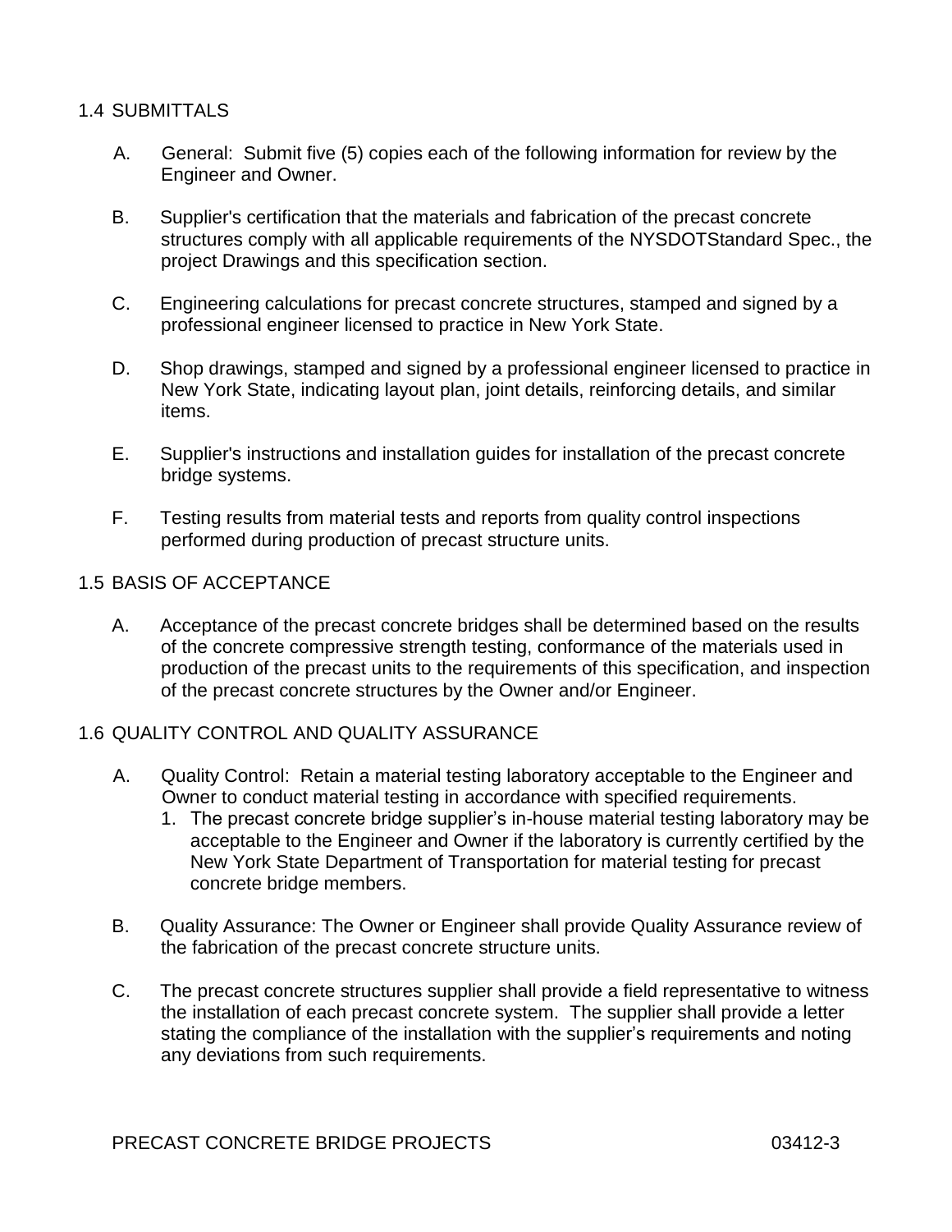## 1.4 SUBMITTALS

A. General: Submit five (5) copies each of the following information for review by the Engineer and Owner.

B. Supplier's certification that the materials and fabrication of the precast concrete structures comply with all applicable requirements of the NYSDOTStandard Spec., the project Drawings and this specification section.

C. Engineering calculations for precast concrete structures, stamped and signed by a professional engineer licensed to practice in New York State.

D. Shop drawings, stamped and signed by a professional engineer licensed to practice in New York State, indicating layout plan, joint details, reinforcing details, and similar items.

E. Supplier's instructions and installation guides for installation of the precast concrete bridge systems.

F. Testing results from material tests and reports from quality control inspections performed during production of precast structure units.

## 1.5 BASIS OF ACCEPTANCE

A. Acceptance of the precast concrete bridges shall be determined based on the results of the concrete compressive strength testing, conformance of the materials used in production of the precast units to the requirements of this specification, and inspection of the precast concrete structures by the Owner and/or Engineer.

## 1.6 QUALITY CONTROL AND QUALITY ASSURANCE

A. Quality Control: Retain a material testing laboratory acceptable to the Engineer and Owner to conduct material testing in accordance with specified requirements.
   1. The precast concrete bridge supplier's in-house material testing laboratory may be acceptable to the Engineer and Owner if the laboratory is currently certified by the New York State Department of Transportation for material testing for precast concrete bridge members.

B. Quality Assurance: The Owner or Engineer shall provide Quality Assurance review of the fabrication of the precast concrete structure units.

C. The precast concrete structures supplier shall provide a field representative to witness the installation of each precast concrete system. The supplier shall provide a letter stating the compliance of the installation with the supplier's requirements and noting any deviations from such requirements.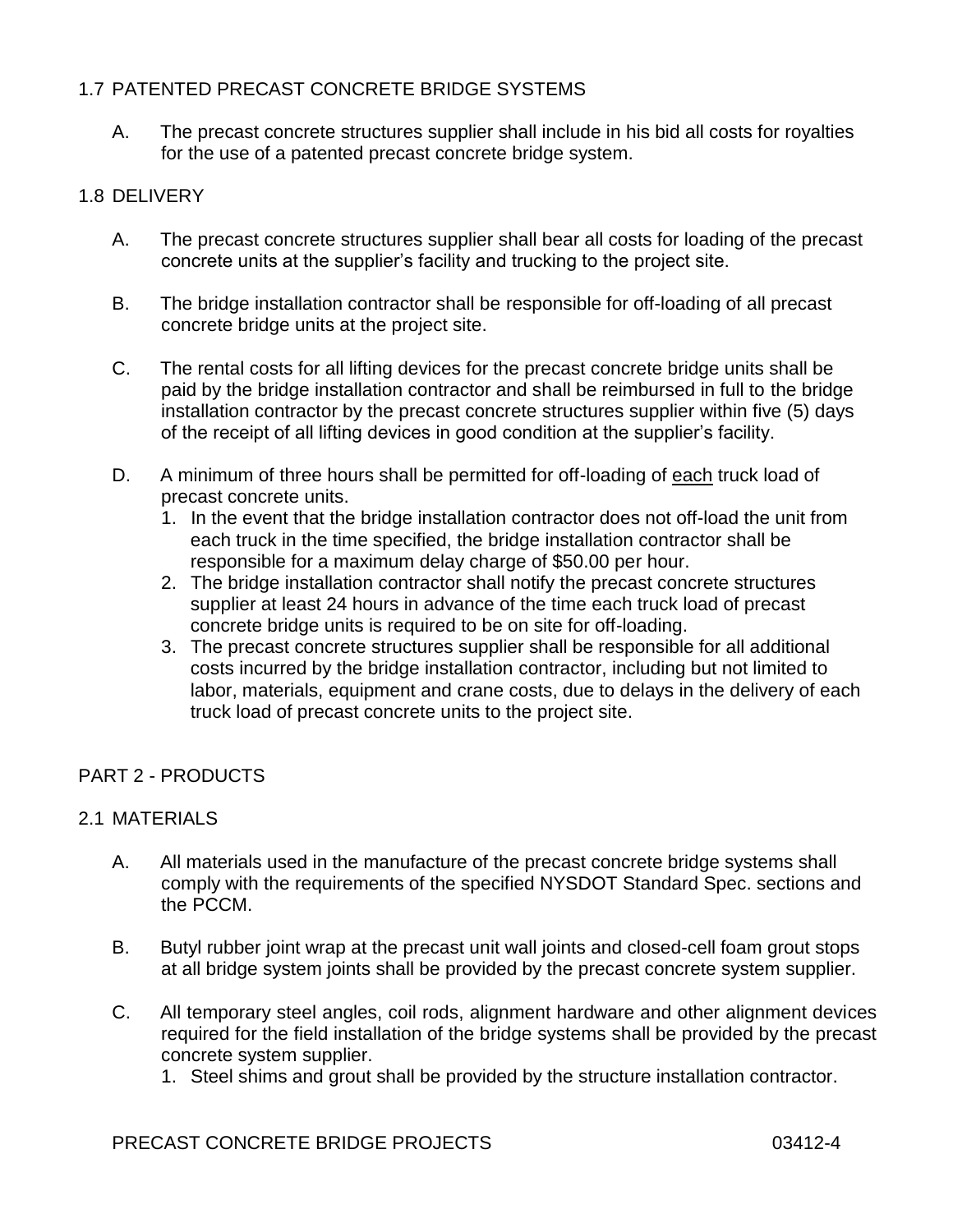## 1.7 PATENTED PRECAST CONCRETE BRIDGE SYSTEMS

A. The precast concrete structures supplier shall include in his bid all costs for royalties for the use of a patented precast concrete bridge system.

## 1.8 DELIVERY

A. The precast concrete structures supplier shall bear all costs for loading of the precast concrete units at the supplier's facility and trucking to the project site.

B. The bridge installation contractor shall be responsible for off-loading of all precast concrete bridge units at the project site.

C. The rental costs for all lifting devices for the precast concrete bridge units shall be paid by the bridge installation contractor and shall be reimbursed in full to the bridge installation contractor by the precast concrete structures supplier within five (5) days of the receipt of all lifting devices in good condition at the supplier's facility.

D. A minimum of three hours shall be permitted for off-loading of <u>each</u> truck load of precast concrete units.

1. In the event that the bridge installation contractor does not off-load the unit from each truck in the time specified, the bridge installation contractor shall be responsible for a maximum delay charge of $50.00 per hour.
2. The bridge installation contractor shall notify the precast concrete structures supplier at least 24 hours in advance of the time each truck load of precast concrete bridge units is required to be on site for off-loading.
3. The precast concrete structures supplier shall be responsible for all additional costs incurred by the bridge installation contractor, including but not limited to labor, materials, equipment and crane costs, due to delays in the delivery of each truck load of precast concrete units to the project site.

# PART 2 - PRODUCTS

## 2.1 MATERIALS

A. All materials used in the manufacture of the precast concrete bridge systems shall comply with the requirements of the specified NYSDOT Standard Spec. sections and the PCCM.

B. Butyl rubber joint wrap at the precast unit wall joints and closed-cell foam grout stops at all bridge system joints shall be provided by the precast concrete system supplier.

C. All temporary steel angles, coil rods, alignment hardware and other alignment devices required for the field installation of the bridge systems shall be provided by the precast concrete system supplier.

1. Steel shims and grout shall be provided by the structure installation contractor.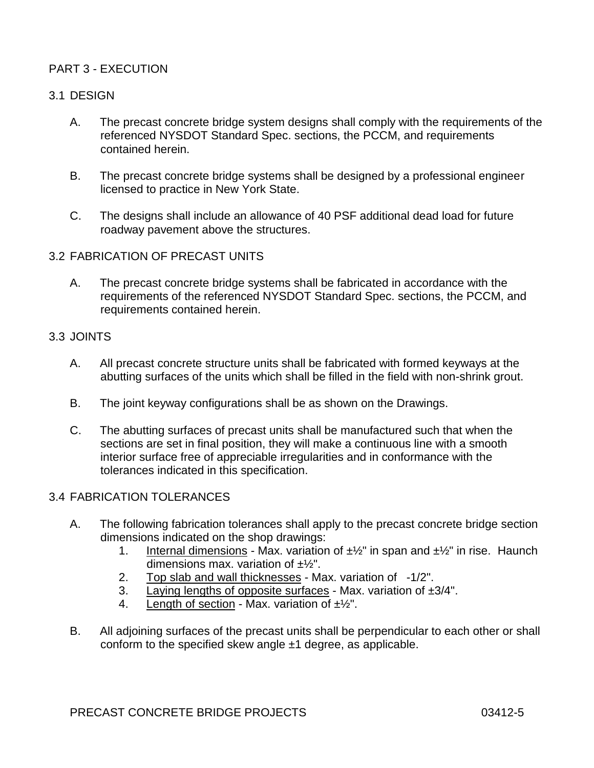# PART 3 - EXECUTION

## 3.1 DESIGN

A. The precast concrete bridge system designs shall comply with the requirements of the referenced NYSDOT Standard Spec. sections, the PCCM, and requirements contained herein.

B. The precast concrete bridge systems shall be designed by a professional engineer licensed to practice in New York State.

C. The designs shall include an allowance of 40 PSF additional dead load for future roadway pavement above the structures.

## 3.2 FABRICATION OF PRECAST UNITS

A. The precast concrete bridge systems shall be fabricated in accordance with the requirements of the referenced NYSDOT Standard Spec. sections, the PCCM, and requirements contained herein.

## 3.3 JOINTS

A. All precast concrete structure units shall be fabricated with formed keyways at the abutting surfaces of the units which shall be filled in the field with non-shrink grout.

B. The joint keyway configurations shall be as shown on the Drawings.

C. The abutting surfaces of precast units shall be manufactured such that when the sections are set in final position, they will make a continuous line with a smooth interior surface free of appreciable irregularities and in conformance with the tolerances indicated in this specification.

## 3.4 FABRICATION TOLERANCES

A. The following fabrication tolerances shall apply to the precast concrete bridge section dimensions indicated on the shop drawings:

1. Internal dimensions - Max. variation of ±½" in span and ±½" in rise. Haunch dimensions max. variation of ±½".
2. Top slab and wall thicknesses - Max. variation of -1/2".
3. Laying lengths of opposite surfaces - Max. variation of ±3/4".
4. Length of section - Max. variation of ±½".

B. All adjoining surfaces of the precast units shall be perpendicular to each other or shall conform to the specified skew angle ±1 degree, as applicable.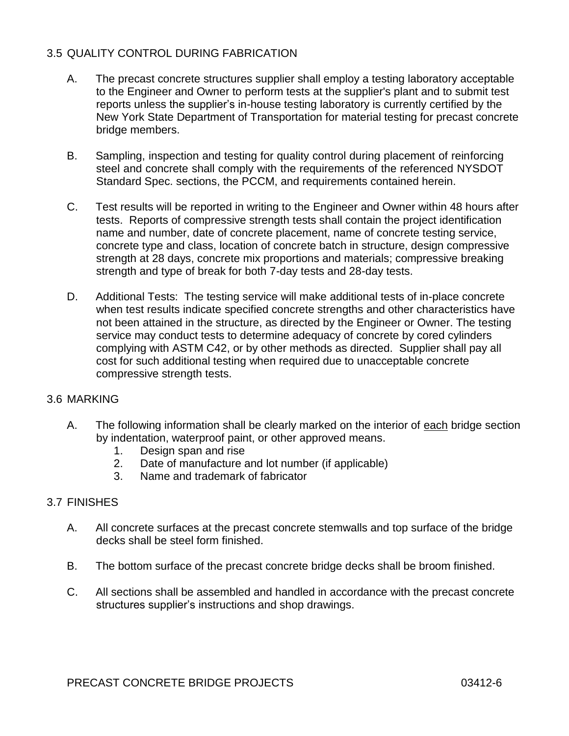## 3.5 QUALITY CONTROL DURING FABRICATION

A. The precast concrete structures supplier shall employ a testing laboratory acceptable to the Engineer and Owner to perform tests at the supplier's plant and to submit test reports unless the supplier's in-house testing laboratory is currently certified by the New York State Department of Transportation for material testing for precast concrete bridge members.

B. Sampling, inspection and testing for quality control during placement of reinforcing steel and concrete shall comply with the requirements of the referenced NYSDOT Standard Spec. sections, the PCCM, and requirements contained herein.

C. Test results will be reported in writing to the Engineer and Owner within 48 hours after tests. Reports of compressive strength tests shall contain the project identification name and number, date of concrete placement, name of concrete testing service, concrete type and class, location of concrete batch in structure, design compressive strength at 28 days, concrete mix proportions and materials; compressive breaking strength and type of break for both 7-day tests and 28-day tests.

D. Additional Tests: The testing service will make additional tests of in-place concrete when test results indicate specified concrete strengths and other characteristics have not been attained in the structure, as directed by the Engineer or Owner. The testing service may conduct tests to determine adequacy of concrete by cored cylinders complying with ASTM C42, or by other methods as directed. Supplier shall pay all cost for such additional testing when required due to unacceptable concrete compressive strength tests.

## 3.6 MARKING

A. The following information shall be clearly marked on the interior of <u>each</u> bridge section by indentation, waterproof paint, or other approved means.
   1. Design span and rise
   2. Date of manufacture and lot number (if applicable)
   3. Name and trademark of fabricator

## 3.7 FINISHES

A. All concrete surfaces at the precast concrete stemwalls and top surface of the bridge decks shall be steel form finished.

B. The bottom surface of the precast concrete bridge decks shall be broom finished.

C. All sections shall be assembled and handled in accordance with the precast concrete structures supplier's instructions and shop drawings.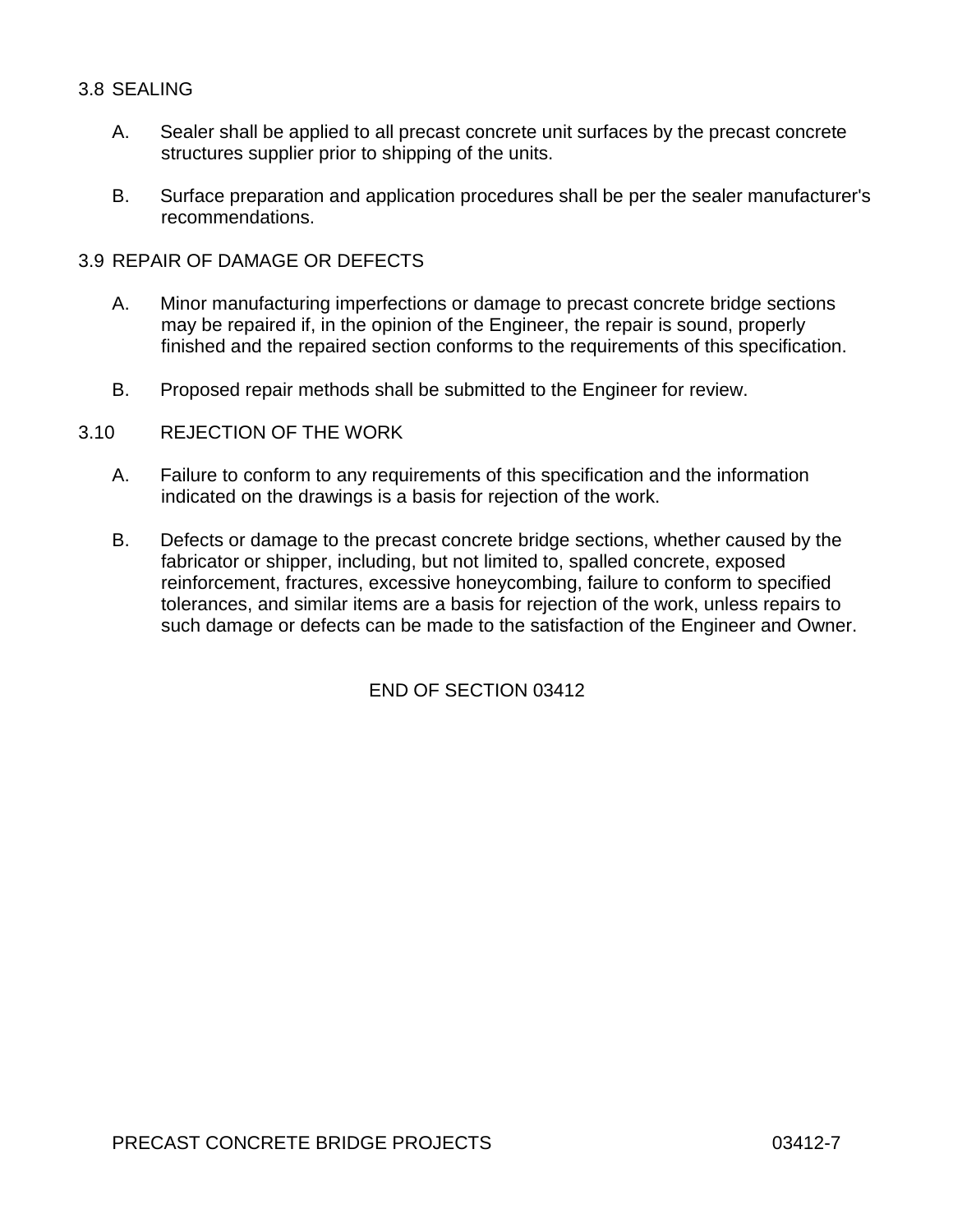## 3.8 SEALING

A. Sealer shall be applied to all precast concrete unit surfaces by the precast concrete structures supplier prior to shipping of the units.

B. Surface preparation and application procedures shall be per the sealer manufacturer's recommendations.

## 3.9 REPAIR OF DAMAGE OR DEFECTS

A. Minor manufacturing imperfections or damage to precast concrete bridge sections may be repaired if, in the opinion of the Engineer, the repair is sound, properly finished and the repaired section conforms to the requirements of this specification.

B. Proposed repair methods shall be submitted to the Engineer for review.

## 3.10 REJECTION OF THE WORK

A. Failure to conform to any requirements of this specification and the information indicated on the drawings is a basis for rejection of the work.

B. Defects or damage to the precast concrete bridge sections, whether caused by the fabricator or shipper, including, but not limited to, spalled concrete, exposed reinforcement, fractures, excessive honeycombing, failure to conform to specified tolerances, and similar items are a basis for rejection of the work, unless repairs to such damage or defects can be made to the satisfaction of the Engineer and Owner.

END OF SECTION 03412